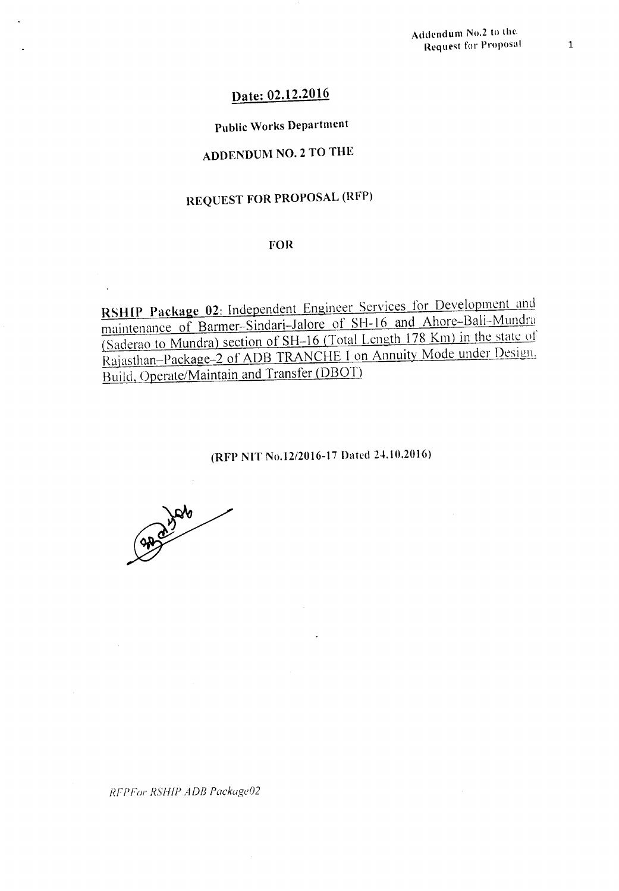**Date: 02.12.2016**

**Public Works Department**

**ADDENDUM NO. 2 TO THE**

**REQUEST FOR PROPOSAL (RFP)**

**FOR**

**RSHIP Package 02**: Independent Engineer Services for Development and maintenance of Barmer–Sindari–Jalore of SH-16 and Ahore–Bali–Mundra (Saderao to Mundra) section of SH–16 (Total Length 178 Km) in the state of Rajasthan–Package–2 of ADB TRANCHE I on Annuity Mode under Design, Build, Operate/Maintain and Transfer (DBOT)

**(RFP NIT No.12/2016-17 Dated 24.10.2016)**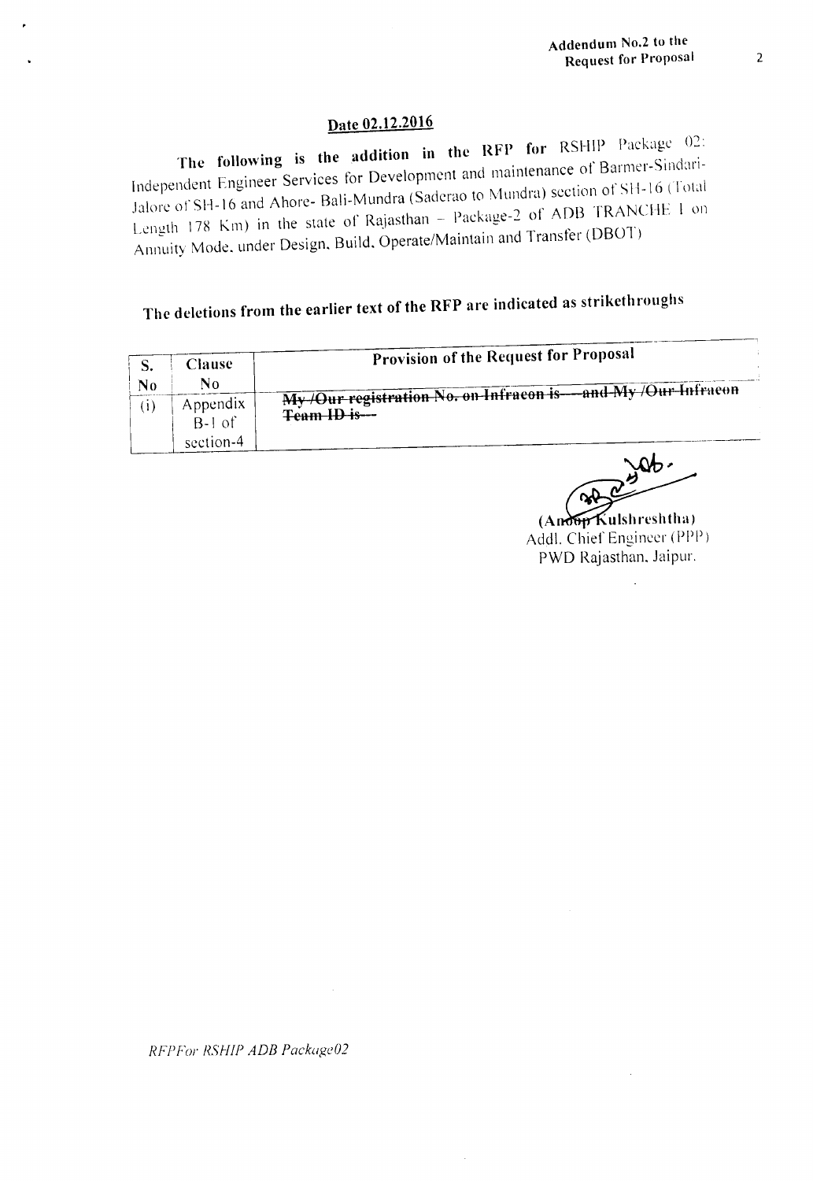**Date 02.12.2016**

**The following is the addition in the RFP for** RSHIP Package 02: Independent Engineer Services for Development and maintenance of Barmer-Sindari-Jalore of SH-16 and Ahore- Bali-Mundra (Saderao to Mundra) section of SH-16 (Total Length 178 Km) in the state of Rajasthan – Package-2 of ADB TRANCHE 1 on Annuity Mode, under Design, Build, Operate/Maintain and Transfer (DBOT)

**The deletions from the earlier text of the RFP are indicated as strikethroughs**

| S. No | Clause No | Provision of the Request for Proposal |
|---|---|---|
| (i) | Appendix B-1 of section-4 | ~~My /Our registration No. on Infracon is---and My /Our Infracon Team ID is---~~ |

(Anoop Kulshreshtha)
Addl. Chief Engineer (PPP)
PWD Rajasthan, Jaipur.

*RFPFor RSHIP ADB Package02*